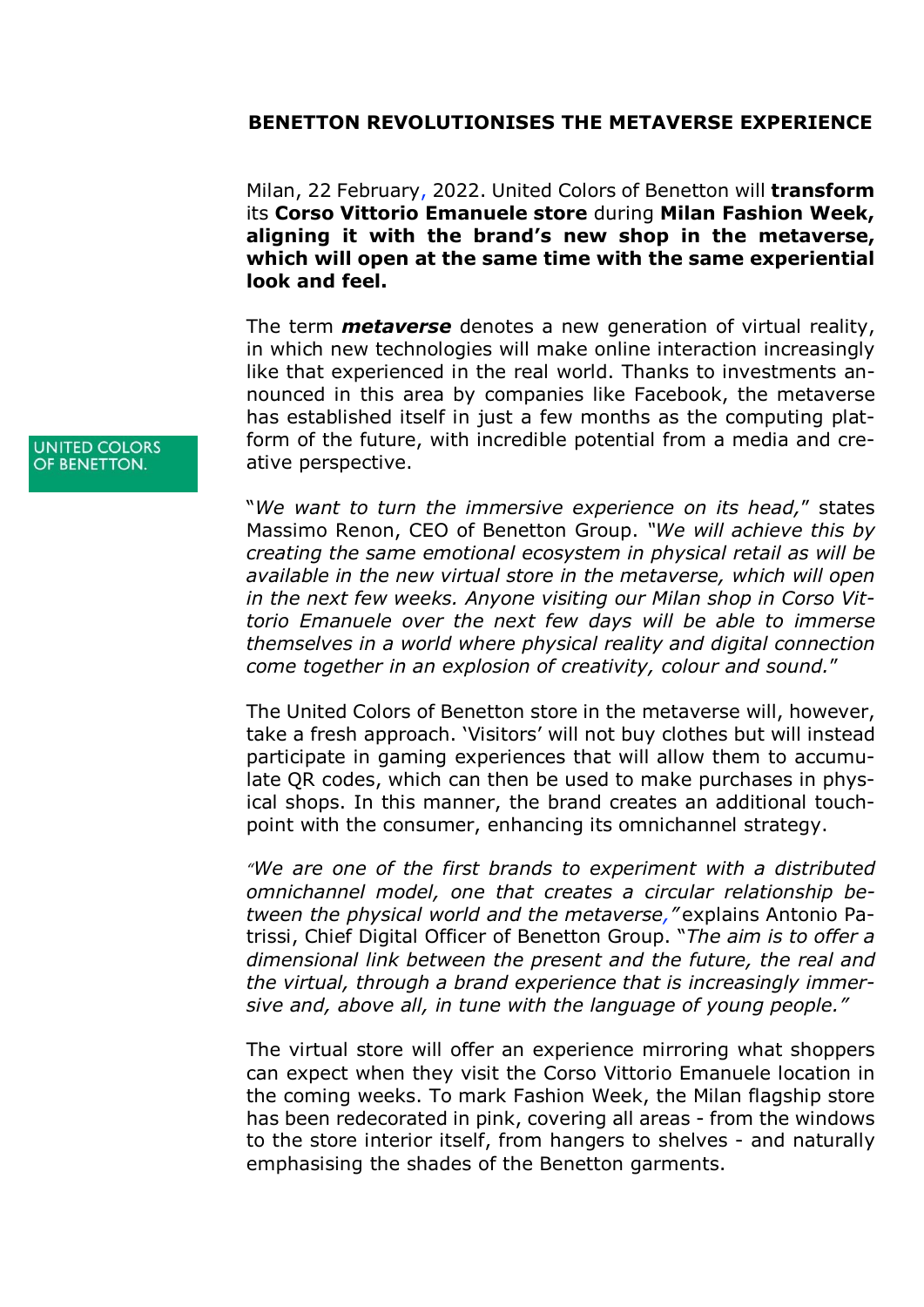UNITED COLORS OF BENETTON.

**BENETTON REVOLUTIONISES THE METAVERSE EXPERIENCE**

Milan, 22 February, 2022. United Colors of Benetton will **transform** its **Corso Vittorio Emanuele store** during **Milan Fashion Week, aligning it with the brand's new shop in the metaverse, which will open at the same time with the same experiential look and feel.**

The term ***metaverse*** denotes a new generation of virtual reality, in which new technologies will make online interaction increasingly like that experienced in the real world. Thanks to investments announced in this area by companies like Facebook, the metaverse has established itself in just a few months as the computing platform of the future, with incredible potential from a media and creative perspective.

"*We want to turn the immersive experience on its head,*" states Massimo Renon, CEO of Benetton Group. "*We will achieve this by creating the same emotional ecosystem in physical retail as will be available in the new virtual store in the metaverse, which will open in the next few weeks. Anyone visiting our Milan shop in Corso Vittorio Emanuele over the next few days will be able to immerse themselves in a world where physical reality and digital connection come together in an explosion of creativity, colour and sound.*"

The United Colors of Benetton store in the metaverse will, however, take a fresh approach. 'Visitors' will not buy clothes but will instead participate in gaming experiences that will allow them to accumulate QR codes, which can then be used to make purchases in physical shops. In this manner, the brand creates an additional touchpoint with the consumer, enhancing its omnichannel strategy.

"*We are one of the first brands to experiment with a distributed omnichannel model, one that creates a circular relationship between the physical world and the metaverse,*" explains Antonio Patrissi, Chief Digital Officer of Benetton Group. "*The aim is to offer a dimensional link between the present and the future, the real and the virtual, through a brand experience that is increasingly immersive and, above all, in tune with the language of young people.*"

The virtual store will offer an experience mirroring what shoppers can expect when they visit the Corso Vittorio Emanuele location in the coming weeks. To mark Fashion Week, the Milan flagship store has been redecorated in pink, covering all areas - from the windows to the store interior itself, from hangers to shelves - and naturally emphasising the shades of the Benetton garments.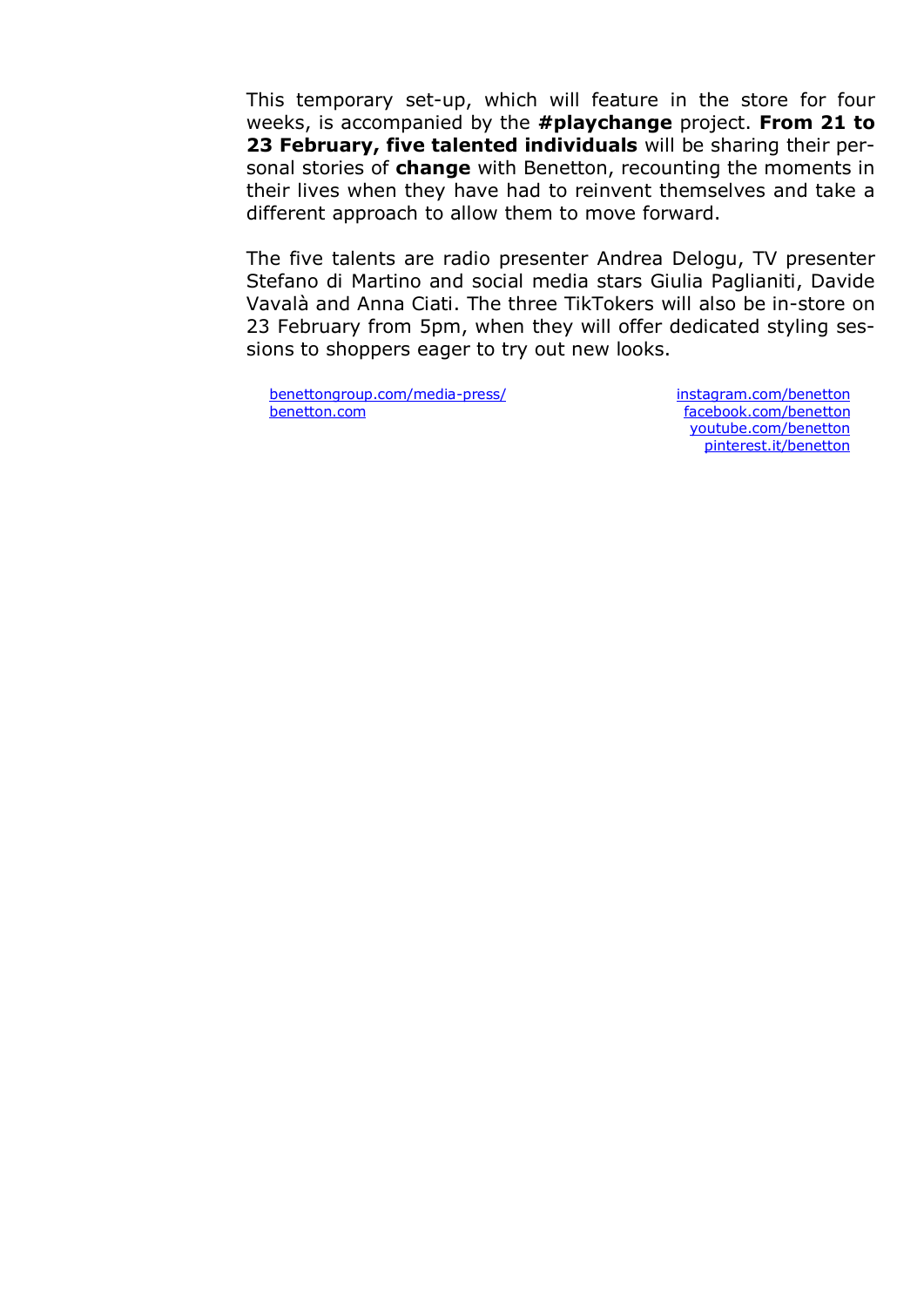This temporary set-up, which will feature in the store for four weeks, is accompanied by the **#playchange** project. **From 21 to 23 February, five talented individuals** will be sharing their personal stories of **change** with Benetton, recounting the moments in their lives when they have had to reinvent themselves and take a different approach to allow them to move forward.

The five talents are radio presenter Andrea Delogu, TV presenter Stefano di Martino and social media stars Giulia Paglianiti, Davide Vavalà and Anna Ciati. The three TikTokers will also be in-store on 23 February from 5pm, when they will offer dedicated styling sessions to shoppers eager to try out new looks.

benettongroup.com/media-press/
benetton.com

instagram.com/benetton
facebook.com/benetton
youtube.com/benetton
pinterest.it/benetton